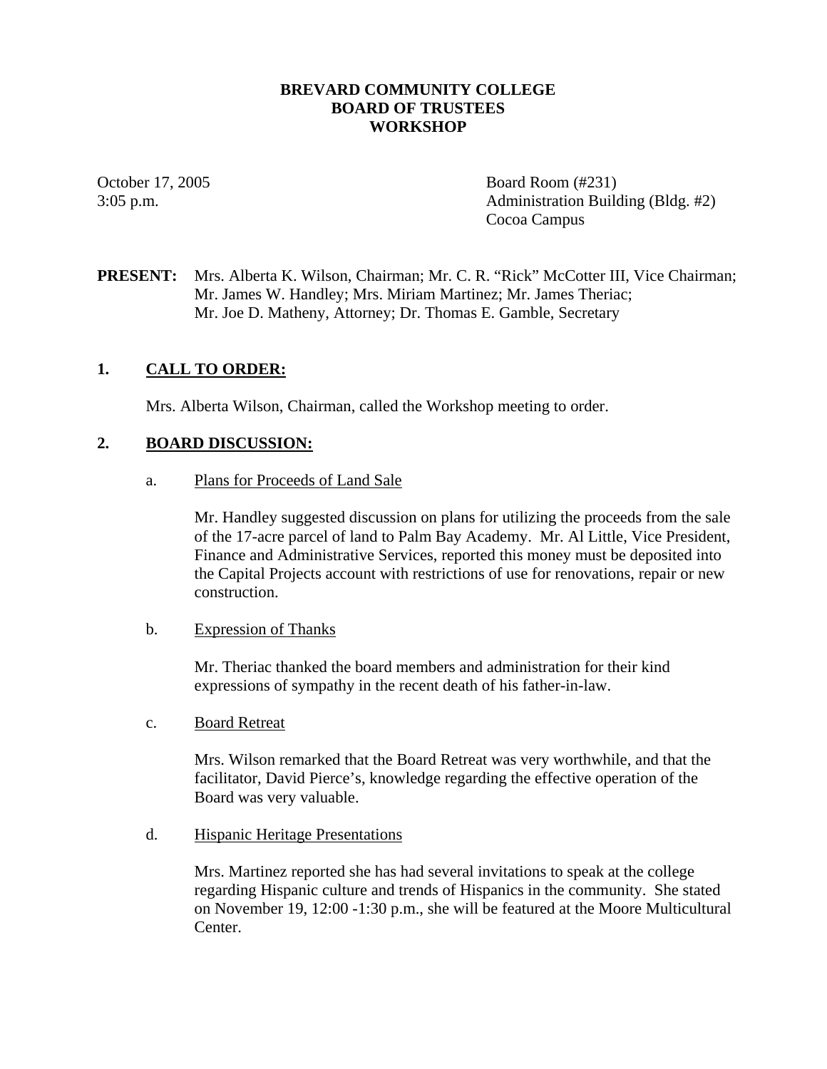# BREVARD COMMUNITY COLLEGE
# BOARD OF TRUSTEES
# WORKSHOP

October 17, 2005
3:05 p.m.

Board Room (#231)
Administration Building (Bldg. #2)
Cocoa Campus

**PRESENT:** Mrs. Alberta K. Wilson, Chairman; Mr. C. R. "Rick" McCotter III, Vice Chairman; Mr. James W. Handley; Mrs. Miriam Martinez; Mr. James Theriac; Mr. Joe D. Matheny, Attorney; Dr. Thomas E. Gamble, Secretary

## 1. CALL TO ORDER:

Mrs. Alberta Wilson, Chairman, called the Workshop meeting to order.

## 2. BOARD DISCUSSION:

### a. Plans for Proceeds of Land Sale

Mr. Handley suggested discussion on plans for utilizing the proceeds from the sale of the 17-acre parcel of land to Palm Bay Academy. Mr. Al Little, Vice President, Finance and Administrative Services, reported this money must be deposited into the Capital Projects account with restrictions of use for renovations, repair or new construction.

### b. Expression of Thanks

Mr. Theriac thanked the board members and administration for their kind expressions of sympathy in the recent death of his father-in-law.

### c. Board Retreat

Mrs. Wilson remarked that the Board Retreat was very worthwhile, and that the facilitator, David Pierce's, knowledge regarding the effective operation of the Board was very valuable.

### d. Hispanic Heritage Presentations

Mrs. Martinez reported she has had several invitations to speak at the college regarding Hispanic culture and trends of Hispanics in the community. She stated on November 19, 12:00 -1:30 p.m., she will be featured at the Moore Multicultural Center.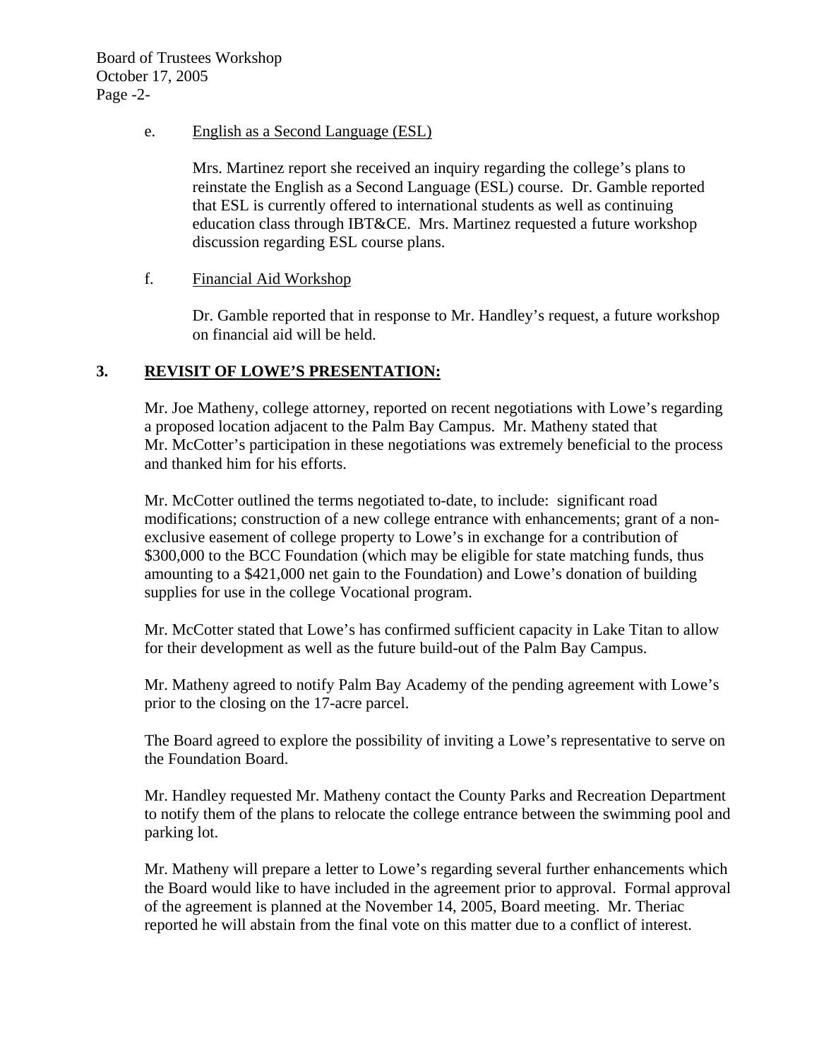e. <u>English as a Second Language (ESL)</u>

Mrs. Martinez report she received an inquiry regarding the college's plans to reinstate the English as a Second Language (ESL) course. Dr. Gamble reported that ESL is currently offered to international students as well as continuing education class through IBT&CE. Mrs. Martinez requested a future workshop discussion regarding ESL course plans.

f. <u>Financial Aid Workshop</u>

Dr. Gamble reported that in response to Mr. Handley's request, a future workshop on financial aid will be held.

## 3. REVISIT OF LOWE'S PRESENTATION:

Mr. Joe Matheny, college attorney, reported on recent negotiations with Lowe's regarding a proposed location adjacent to the Palm Bay Campus. Mr. Matheny stated that Mr. McCotter's participation in these negotiations was extremely beneficial to the process and thanked him for his efforts.

Mr. McCotter outlined the terms negotiated to-date, to include: significant road modifications; construction of a new college entrance with enhancements; grant of a non-exclusive easement of college property to Lowe's in exchange for a contribution of $300,000 to the BCC Foundation (which may be eligible for state matching funds, thus amounting to a $421,000 net gain to the Foundation) and Lowe's donation of building supplies for use in the college Vocational program.

Mr. McCotter stated that Lowe's has confirmed sufficient capacity in Lake Titan to allow for their development as well as the future build-out of the Palm Bay Campus.

Mr. Matheny agreed to notify Palm Bay Academy of the pending agreement with Lowe's prior to the closing on the 17-acre parcel.

The Board agreed to explore the possibility of inviting a Lowe's representative to serve on the Foundation Board.

Mr. Handley requested Mr. Matheny contact the County Parks and Recreation Department to notify them of the plans to relocate the college entrance between the swimming pool and parking lot.

Mr. Matheny will prepare a letter to Lowe's regarding several further enhancements which the Board would like to have included in the agreement prior to approval. Formal approval of the agreement is planned at the November 14, 2005, Board meeting. Mr. Theriac reported he will abstain from the final vote on this matter due to a conflict of interest.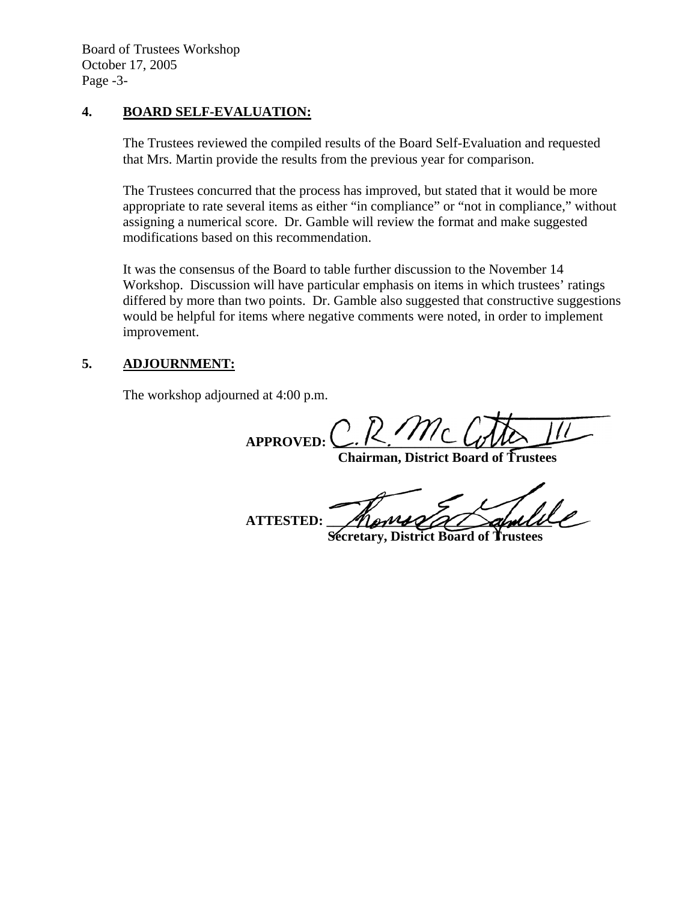## 4. BOARD SELF-EVALUATION:

The Trustees reviewed the compiled results of the Board Self-Evaluation and requested that Mrs. Martin provide the results from the previous year for comparison.

The Trustees concurred that the process has improved, but stated that it would be more appropriate to rate several items as either "in compliance" or "not in compliance," without assigning a numerical score. Dr. Gamble will review the format and make suggested modifications based on this recommendation.

It was the consensus of the Board to table further discussion to the November 14 Workshop. Discussion will have particular emphasis on items in which trustees' ratings differed by more than two points. Dr. Gamble also suggested that constructive suggestions would be helpful for items where negative comments were noted, in order to implement improvement.

## 5. ADJOURNMENT:

The workshop adjourned at 4:00 p.m.

**APPROVED:** C. R. McCotter III
**Chairman, District Board of Trustees**

**ATTESTED:** Thomas E. Gamble
**Secretary, District Board of Trustees**